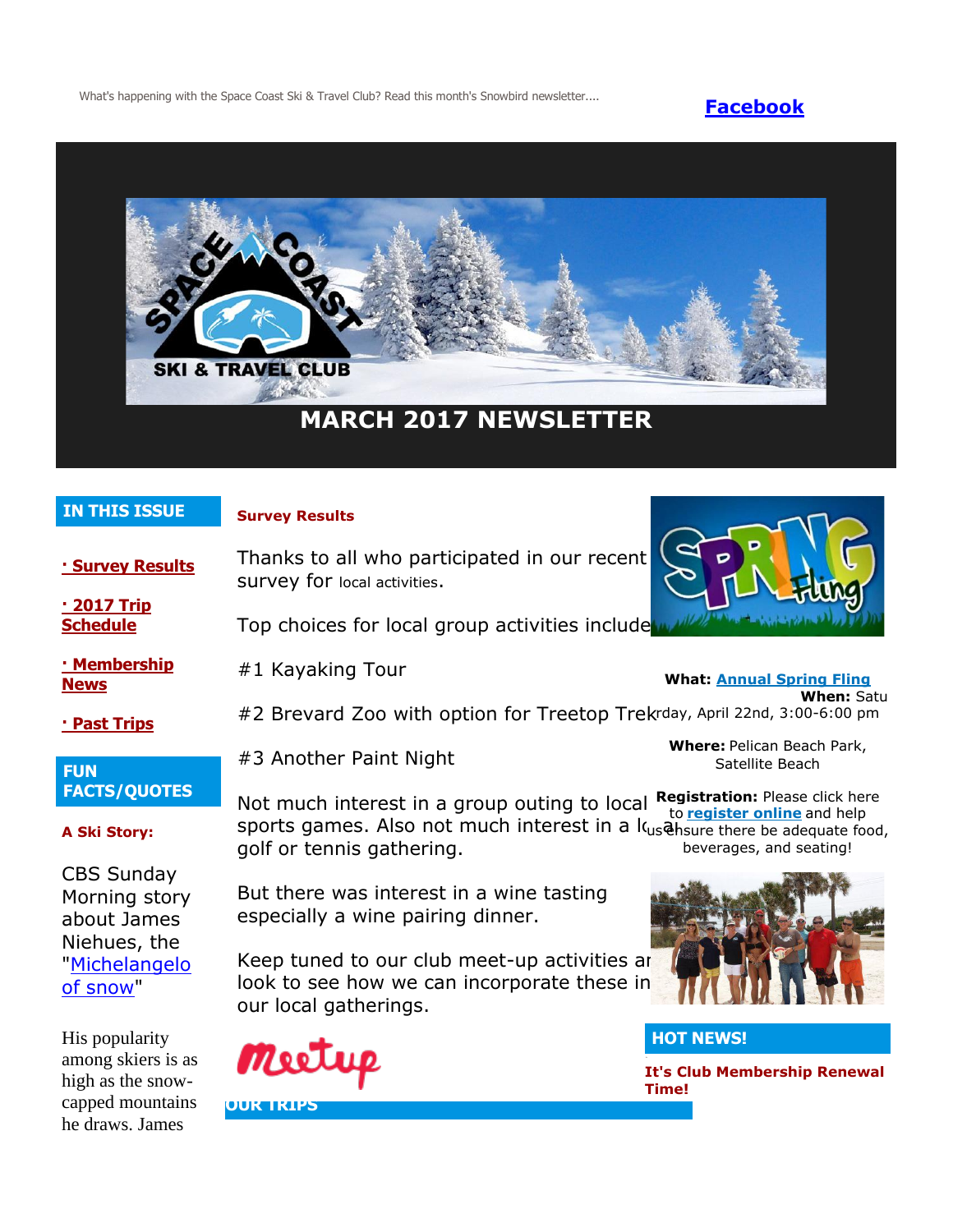What's happening with the Space Coast Ski & Travel Club? Read this month's Snowbird newsletter....

**Facebook**

# MARCH 2017 NEWSLETTER

## IN THIS ISSUE

- **· Survey Results**
- **· 2017 Trip Schedule**
- **· Membership News**
- **· Past Trips**

## FUN FACTS/QUOTES

**A Ski Story:**

CBS Sunday Morning story about James Niehues, the "Michelangelo of snow"

His popularity among skiers is as high as the snow-capped mountains he draws. James

### Survey Results

Thanks to all who participated in our recent survey for local activities.

Top choices for local group activities include:

#1 Kayaking Tour

#2 Brevard Zoo with option for Treetop Trek

#3 Another Paint Night

Not much interest in a group outing to local sports games. Also not much interest in a local golf or tennis gathering.

But there was interest in a wine tasting especially a wine pairing dinner.

Keep tuned to our club meet-up activities and look to see how we can incorporate these in our local gatherings.

**What:** Annual Spring Fling

**When:** Saturday, April 22nd, 3:00-6:00 pm

**Where:** Pelican Beach Park, Satellite Beach

**Registration:** Please click here to **register online** and help us ensure there be adequate food, beverages, and seating!

## HOT NEWS!

**It's Club Membership Renewal Time!**

## OUR TRIPS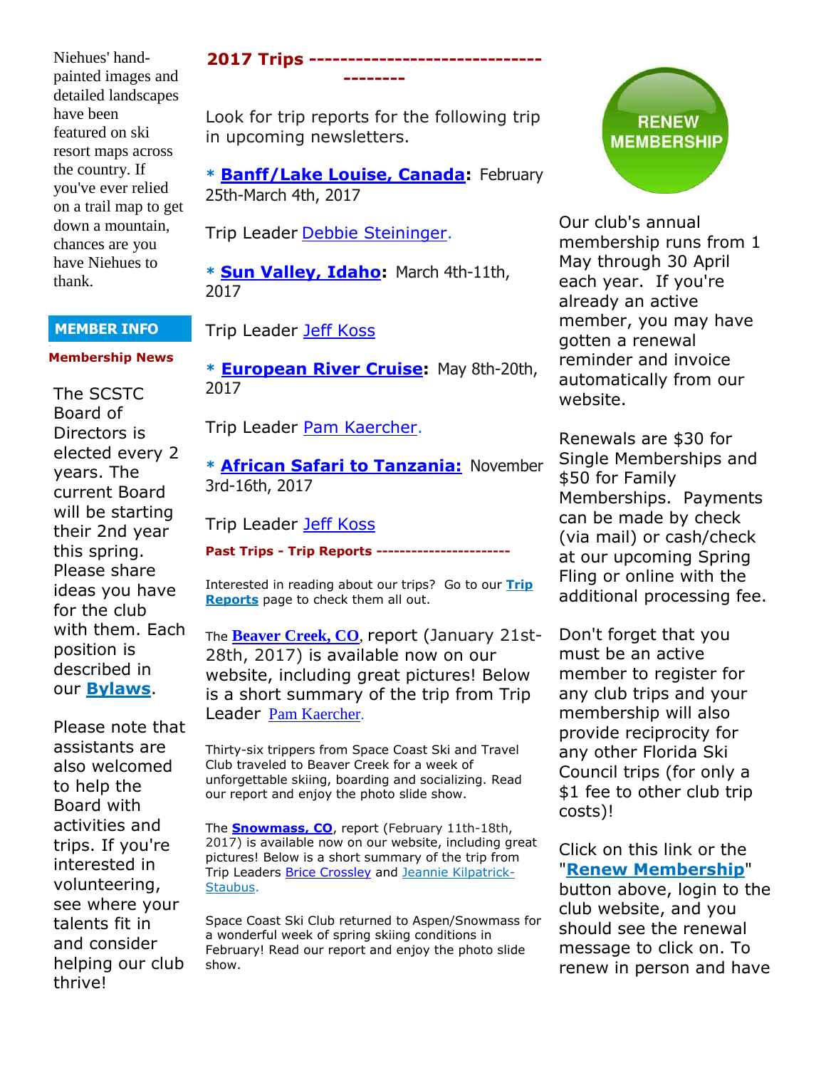Niehues' hand-painted images and detailed landscapes have been featured on ski resort maps across the country. If you've ever relied on a trail map to get down a mountain, chances are you have Niehues to thank.

## MEMBER INFO

### Membership News

The SCSTC Board of Directors is elected every 2 years. The current Board will be starting their 2nd year this spring. Please share ideas you have for the club with them. Each position is described in our **Bylaws**.

Please note that assistants are also welcomed to help the Board with activities and trips. If you're interested in volunteering, see where your talents fit in and consider helping our club thrive!

## 2017 Trips ---------------------------------------

Look for trip reports for the following trip in upcoming newsletters.

* **Banff/Lake Louise, Canada:** February 25th-March 4th, 2017

Trip Leader Debbie Steininger.

* **Sun Valley, Idaho:** March 4th-11th, 2017

Trip Leader Jeff Koss

* **European River Cruise:** May 8th-20th, 2017

Trip Leader Pam Kaercher.

* **African Safari to Tanzania:** November 3rd-16th, 2017

Trip Leader Jeff Koss

### Past Trips - Trip Reports ----------------------

Interested in reading about our trips? Go to our **Trip Reports** page to check them all out.

The **Beaver Creek, CO**, report (January 21st-28th, 2017) is available now on our website, including great pictures! Below is a short summary of the trip from Trip Leader Pam Kaercher.

Thirty-six trippers from Space Coast Ski and Travel Club traveled to Beaver Creek for a week of unforgettable skiing, boarding and socializing. Read our report and enjoy the photo slide show.

The **Snowmass, CO**, report (February 11th-18th, 2017) is available now on our website, including great pictures! Below is a short summary of the trip from Trip Leaders Brice Crossley and Jeannie Kilpatrick-Staubus.

Space Coast Ski Club returned to Aspen/Snowmass for a wonderful week of spring skiing conditions in February! Read our report and enjoy the photo slide show.

**RENEW MEMBERSHIP**

Our club's annual membership runs from 1 May through 30 April each year. If you're already an active member, you may have gotten a renewal reminder and invoice automatically from our website.

Renewals are $30 for Single Memberships and $50 for Family Memberships. Payments can be made by check (via mail) or cash/check at our upcoming Spring Fling or online with the additional processing fee.

Don't forget that you must be an active member to register for any club trips and your membership will also provide reciprocity for any other Florida Ski Council trips (for only a $1 fee to other club trip costs)!

Click on this link or the "**Renew Membership**" button above, login to the club website, and you should see the renewal message to click on. To renew in person and have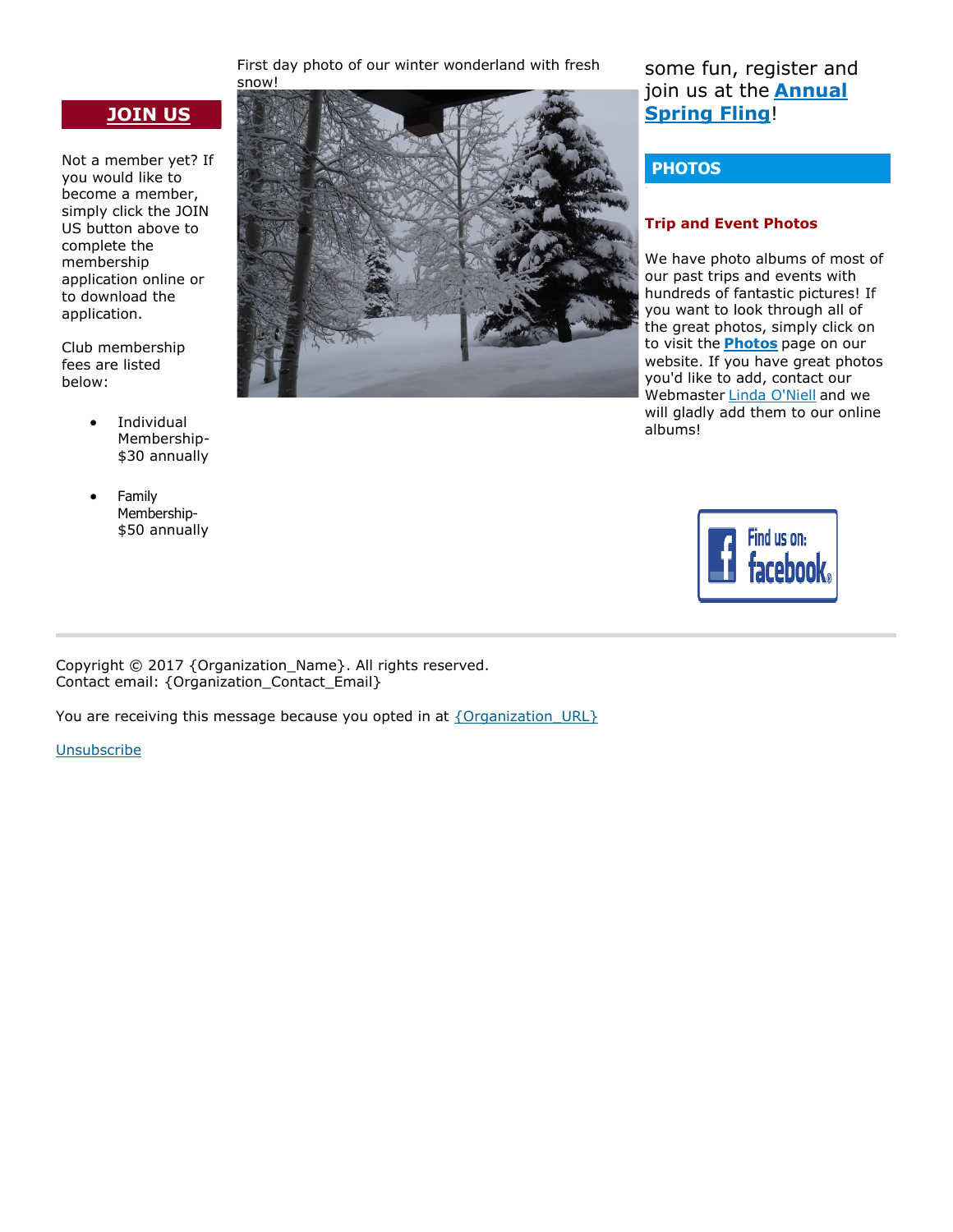**JOIN US**

Not a member yet? If you would like to become a member, simply click the JOIN US button above to complete the membership application online or to download the application.

Club membership fees are listed below:

- Individual Membership- $30 annually
- Family Membership- $50 annually

First day photo of our winter wonderland with fresh snow!

some fun, register and join us at the **Annual Spring Fling**!

## PHOTOS

### Trip and Event Photos

We have photo albums of most of our past trips and events with hundreds of fantastic pictures! If you want to look through all of the great photos, simply click on to visit the **Photos** page on our website. If you have great photos you'd like to add, contact our Webmaster Linda O'Niell and we will gladly add them to our online albums!

---

Copyright © 2017 {Organization_Name}. All rights reserved.
Contact email: {Organization_Contact_Email}

You are receiving this message because you opted in at {Organization_URL}

Unsubscribe